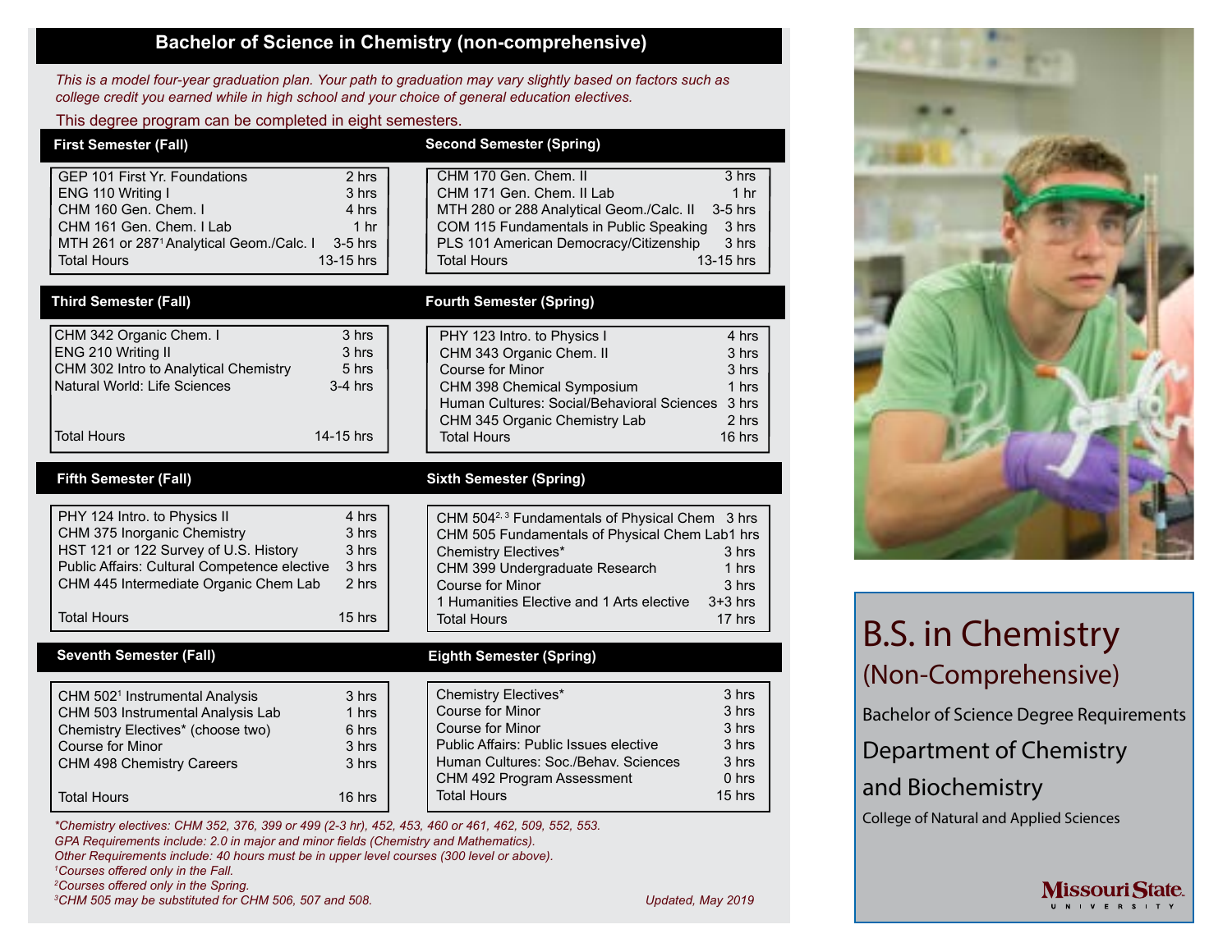# Bachelor of Science in Chemistry (non-comprehensive)

*This is a model four-year graduation plan. Your path to graduation may vary slightly based on factors such as college credit you earned while in high school and your choice of general education electives.*

This degree program can be completed in eight semesters.

## First Semester (Fall)

| Course | Hours |
|---|---|
| GEP 101 First Yr. Foundations | 2 hrs |
| ENG 110 Writing I | 3 hrs |
| CHM 160 Gen. Chem. I | 4 hrs |
| CHM 161 Gen. Chem. I Lab | 1 hr |
| MTH 261 or 287[1] Analytical Geom./Calc. I | 3-5 hrs |
| Total Hours | 13-15 hrs |

## Second Semester (Spring)

| Course | Hours |
|---|---|
| CHM 170 Gen. Chem. II | 3 hrs |
| CHM 171 Gen. Chem. II Lab | 1 hr |
| MTH 280 or 288 Analytical Geom./Calc. II | 3-5 hrs |
| COM 115 Fundamentals in Public Speaking | 3 hrs |
| PLS 101 American Democracy/Citizenship | 3 hrs |
| Total Hours | 13-15 hrs |

## Third Semester (Fall)

| Course | Hours |
|---|---|
| CHM 342 Organic Chem. I | 3 hrs |
| ENG 210 Writing II | 3 hrs |
| CHM 302 Intro to Analytical Chemistry | 5 hrs |
| Natural World: Life Sciences | 3-4 hrs |
| Total Hours | 14-15 hrs |

## Fourth Semester (Spring)

| Course | Hours |
|---|---|
| PHY 123 Intro. to Physics I | 4 hrs |
| CHM 343 Organic Chem. II | 3 hrs |
| Course for Minor | 3 hrs |
| CHM 398 Chemical Symposium | 1 hrs |
| Human Cultures: Social/Behavioral Sciences | 3 hrs |
| CHM 345 Organic Chemistry Lab | 2 hrs |
| Total Hours | 16 hrs |

## Fifth Semester (Fall)

| Course | Hours |
|---|---|
| PHY 124 Intro. to Physics II | 4 hrs |
| CHM 375 Inorganic Chemistry | 3 hrs |
| HST 121 or 122 Survey of U.S. History | 3 hrs |
| Public Affairs: Cultural Competence elective | 3 hrs |
| CHM 445 Intermediate Organic Chem Lab | 2 hrs |
| Total Hours | 15 hrs |

## Sixth Semester (Spring)

| Course | Hours |
|---|---|
| CHM 504[2, 3] Fundamentals of Physical Chem | 3 hrs |
| CHM 505 Fundamentals of Physical Chem Lab | 1 hrs |
| Chemistry Electives* | 3 hrs |
| CHM 399 Undergraduate Research | 1 hrs |
| Course for Minor | 3 hrs |
| 1 Humanities Elective and 1 Arts elective | 3+3 hrs |
| Total Hours | 17 hrs |

## Seventh Semester (Fall)

| Course | Hours |
|---|---|
| CHM 502[1] Instrumental Analysis | 3 hrs |
| CHM 503 Instrumental Analysis Lab | 1 hrs |
| Chemistry Electives* (choose two) | 6 hrs |
| Course for Minor | 3 hrs |
| CHM 498 Chemistry Careers | 3 hrs |
| Total Hours | 16 hrs |

## Eighth Semester (Spring)

| Course | Hours |
|---|---|
| Chemistry Electives* | 3 hrs |
| Course for Minor | 3 hrs |
| Course for Minor | 3 hrs |
| Public Affairs: Public Issues elective | 3 hrs |
| Human Cultures: Soc./Behav. Sciences | 3 hrs |
| CHM 492 Program Assessment | 0 hrs |
| Total Hours | 15 hrs |

*\*Chemistry electives: CHM 352, 376, 399 or 499 (2-3 hr), 452, 453, 460 or 461, 462, 509, 552, 553.*
*GPA Requirements include: 2.0 in major and minor fields (Chemistry and Mathematics).*
*Other Requirements include: 40 hours must be in upper level courses (300 level or above).*
*[1]Courses offered only in the Fall.*
*[2]Courses offered only in the Spring.*
*[3]CHM 505 may be substituted for CHM 506, 507 and 508.*

*Updated, May 2019*

# B.S. in Chemistry

## (Non-Comprehensive)

Bachelor of Science Degree Requirements

Department of Chemistry and Biochemistry

College of Natural and Applied Sciences

Missouri State University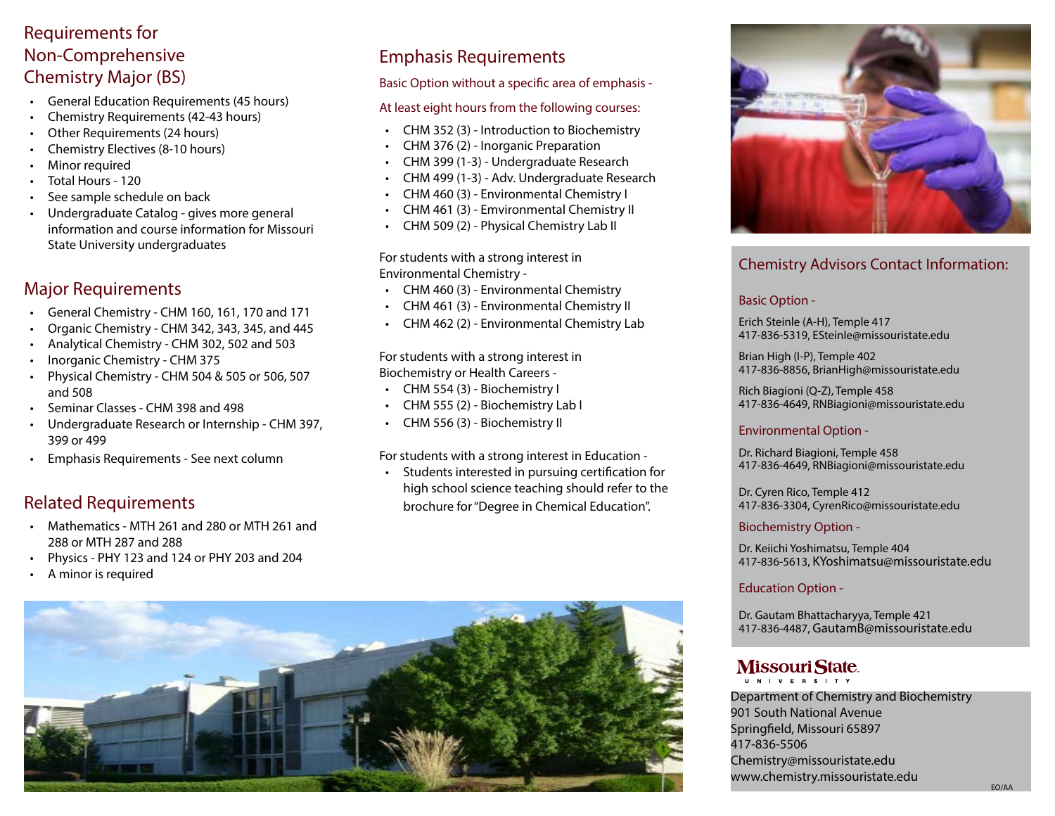## Requirements for Non-Comprehensive Chemistry Major (BS)

- General Education Requirements (45 hours)
- Chemistry Requirements (42-43 hours)
- Other Requirements (24 hours)
- Chemistry Electives (8-10 hours)
- Minor required
- Total Hours - 120
- See sample schedule on back
- Undergraduate Catalog - gives more general information and course information for Missouri State University undergraduates

## Major Requirements

- General Chemistry - CHM 160, 161, 170 and 171
- Organic Chemistry - CHM 342, 343, 345, and 445
- Analytical Chemistry - CHM 302, 502 and 503
- Inorganic Chemistry - CHM 375
- Physical Chemistry - CHM 504 & 505 or 506, 507 and 508
- Seminar Classes - CHM 398 and 498
- Undergraduate Research or Internship - CHM 397, 399 or 499
- Emphasis Requirements - See next column

## Related Requirements

- Mathematics - MTH 261 and 280 or MTH 261 and 288 or MTH 287 and 288
- Physics - PHY 123 and 124 or PHY 203 and 204
- A minor is required

## Emphasis Requirements

Basic Option without a specific area of emphasis -

At least eight hours from the following courses:

- CHM 352 (3) - Introduction to Biochemistry
- CHM 376 (2) - Inorganic Preparation
- CHM 399 (1-3) - Undergraduate Research
- CHM 499 (1-3) - Adv. Undergraduate Research
- CHM 460 (3) - Environmental Chemistry I
- CHM 461 (3) - Emvironmental Chemistry II
- CHM 509 (2) - Physical Chemistry Lab II

For students with a strong interest in Environmental Chemistry -

- CHM 460 (3) - Environmental Chemistry
- CHM 461 (3) - Environmental Chemistry II
- CHM 462 (2) - Environmental Chemistry Lab

For students with a strong interest in Biochemistry or Health Careers -

- CHM 554 (3) - Biochemistry I
- CHM 555 (2) - Biochemistry Lab I
- CHM 556 (3) - Biochemistry II

For students with a strong interest in Education -

- Students interested in pursuing certification for high school science teaching should refer to the brochure for "Degree in Chemical Education".

## Chemistry Advisors Contact Information:

### Basic Option -

Erich Steinle (A-H), Temple 417
417-836-5319, ESteinle@missouristate.edu

Brian High (I-P), Temple 402
417-836-8856, BrianHigh@missouristate.edu

Rich Biagioni (Q-Z), Temple 458
417-836-4649, RNBiagioni@missouristate.edu

### Environmental Option -

Dr. Richard Biagioni, Temple 458
417-836-4649, RNBiagioni@missouristate.edu

Dr. Cyren Rico, Temple 412
417-836-3304, CyrenRico@missouristate.edu

### Biochemistry Option -

Dr. Keiichi Yoshimatsu, Temple 404
417-836-5613, KYoshimatsu@missouristate.edu

### Education Option -

Dr. Gautam Bhattacharyya, Temple 421
417-836-4487, GautamB@missouristate.edu

Missouri State University

Department of Chemistry and Biochemistry
901 South National Avenue
Springfield, Missouri 65897
417-836-5506
Chemistry@missouristate.edu
www.chemistry.missouristate.edu

EO/AA